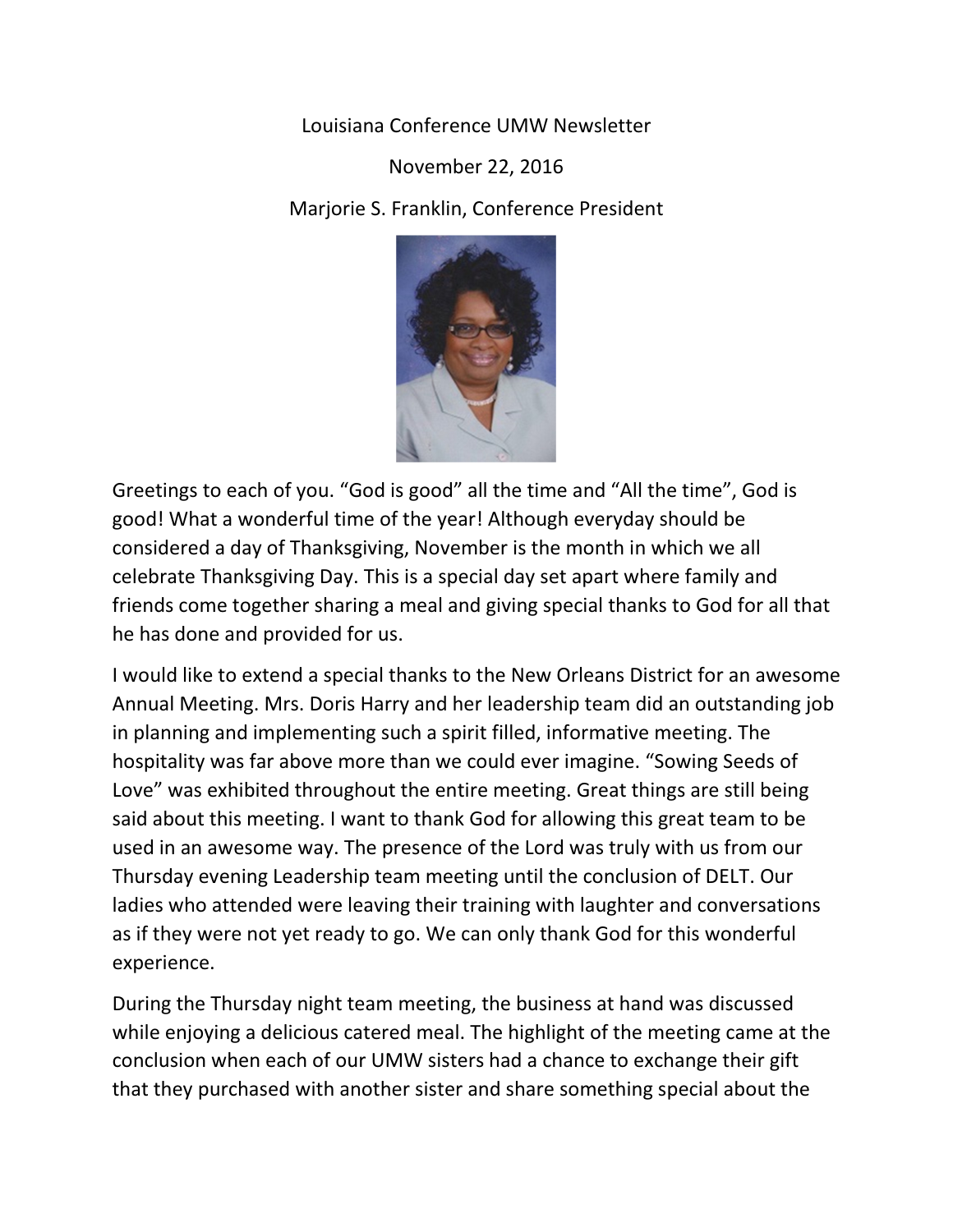Louisiana Conference UMW Newsletter

November 22, 2016

Marjorie S. Franklin, Conference President

Greetings to each of you. "God is good" all the time and "All the time", God is good! What a wonderful time of the year! Although everyday should be considered a day of Thanksgiving, November is the month in which we all celebrate Thanksgiving Day. This is a special day set apart where family and friends come together sharing a meal and giving special thanks to God for all that he has done and provided for us.

I would like to extend a special thanks to the New Orleans District for an awesome Annual Meeting. Mrs. Doris Harry and her leadership team did an outstanding job in planning and implementing such a spirit filled, informative meeting. The hospitality was far above more than we could ever imagine. "Sowing Seeds of Love" was exhibited throughout the entire meeting. Great things are still being said about this meeting. I want to thank God for allowing this great team to be used in an awesome way. The presence of the Lord was truly with us from our Thursday evening Leadership team meeting until the conclusion of DELT. Our ladies who attended were leaving their training with laughter and conversations as if they were not yet ready to go. We can only thank God for this wonderful experience.

During the Thursday night team meeting, the business at hand was discussed while enjoying a delicious catered meal. The highlight of the meeting came at the conclusion when each of our UMW sisters had a chance to exchange their gift that they purchased with another sister and share something special about the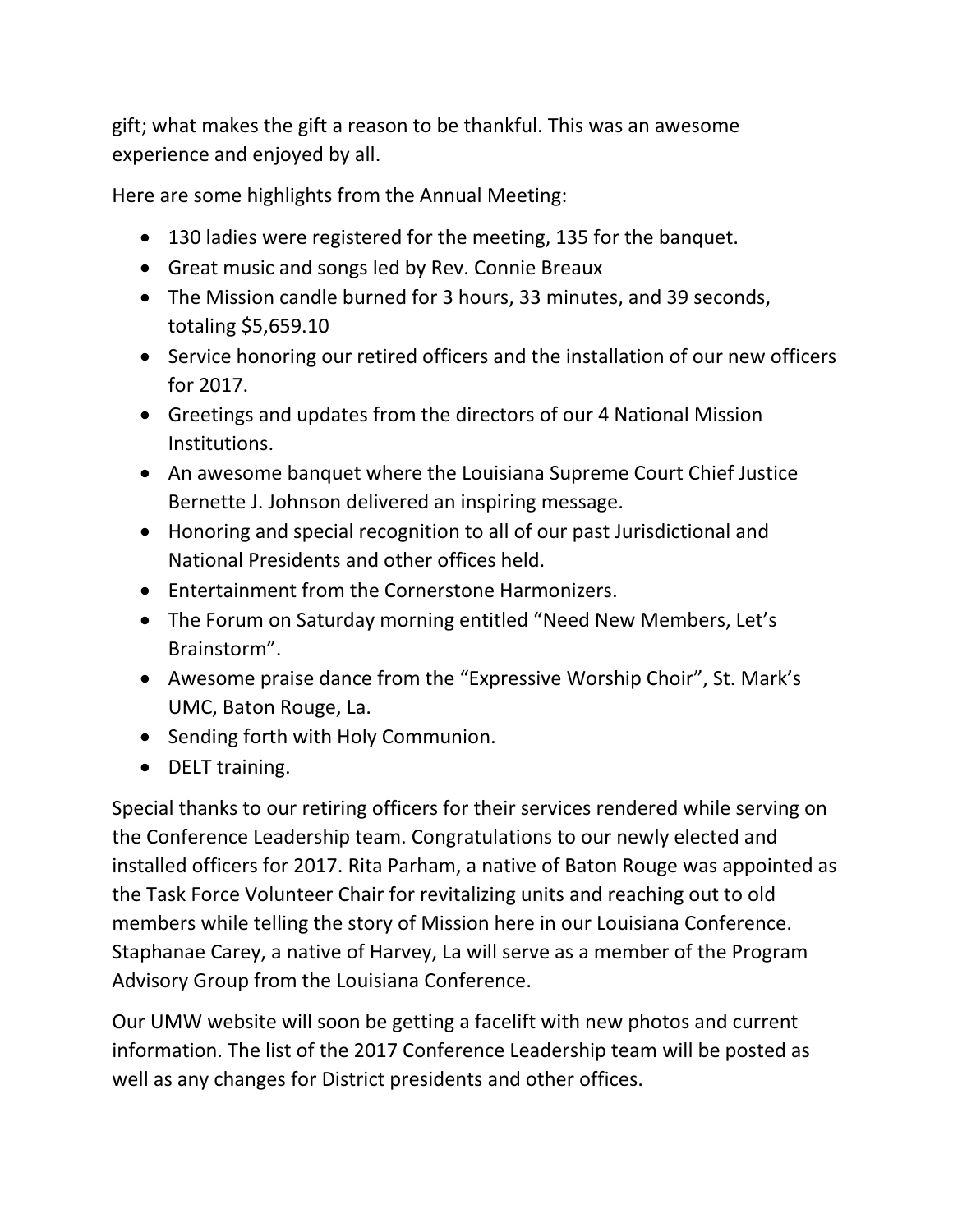gift; what makes the gift a reason to be thankful. This was an awesome experience and enjoyed by all.

Here are some highlights from the Annual Meeting:

- 130 ladies were registered for the meeting, 135 for the banquet.
- Great music and songs led by Rev. Connie Breaux
- The Mission candle burned for 3 hours, 33 minutes, and 39 seconds, totaling $5,659.10
- Service honoring our retired officers and the installation of our new officers for 2017.
- Greetings and updates from the directors of our 4 National Mission Institutions.
- An awesome banquet where the Louisiana Supreme Court Chief Justice Bernette J. Johnson delivered an inspiring message.
- Honoring and special recognition to all of our past Jurisdictional and National Presidents and other offices held.
- Entertainment from the Cornerstone Harmonizers.
- The Forum on Saturday morning entitled "Need New Members, Let's Brainstorm".
- Awesome praise dance from the "Expressive Worship Choir", St. Mark's UMC, Baton Rouge, La.
- Sending forth with Holy Communion.
- DELT training.

Special thanks to our retiring officers for their services rendered while serving on the Conference Leadership team. Congratulations to our newly elected and installed officers for 2017. Rita Parham, a native of Baton Rouge was appointed as the Task Force Volunteer Chair for revitalizing units and reaching out to old members while telling the story of Mission here in our Louisiana Conference. Staphanae Carey, a native of Harvey, La will serve as a member of the Program Advisory Group from the Louisiana Conference.

Our UMW website will soon be getting a facelift with new photos and current information. The list of the 2017 Conference Leadership team will be posted as well as any changes for District presidents and other offices.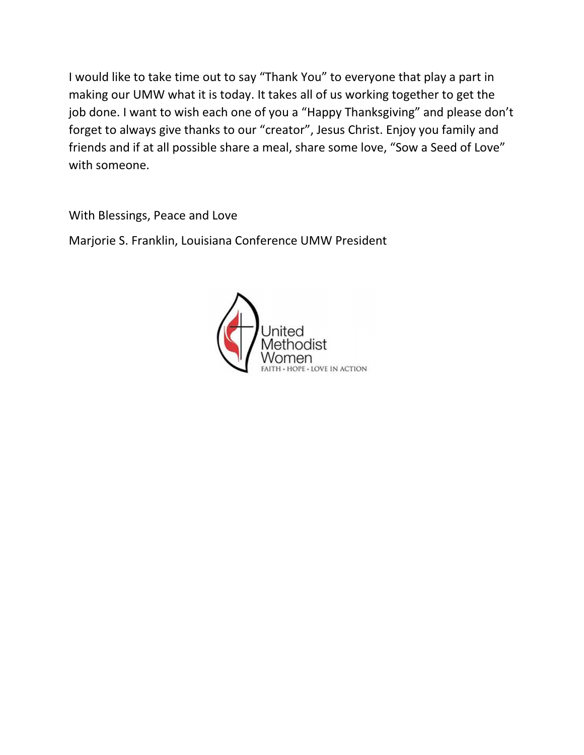I would like to take time out to say "Thank You" to everyone that play a part in making our UMW what it is today. It takes all of us working together to get the job done. I want to wish each one of you a "Happy Thanksgiving" and please don't forget to always give thanks to our "creator", Jesus Christ. Enjoy you family and friends and if at all possible share a meal, share some love, "Sow a Seed of Love" with someone.

With Blessings, Peace and Love

Marjorie S. Franklin, Louisiana Conference UMW President

United Methodist Women

FAITH · HOPE · LOVE IN ACTION